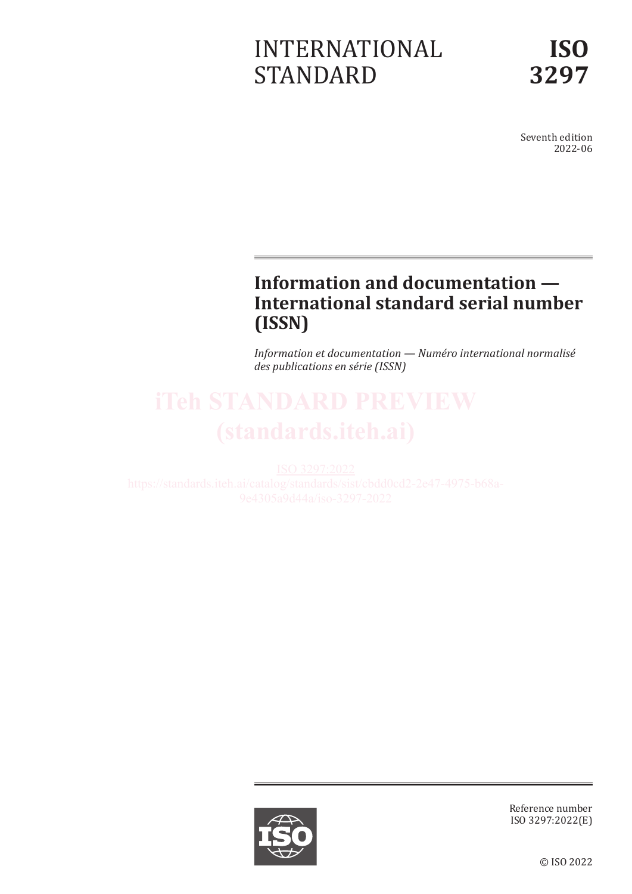INTERNATIONAL STANDARD

**ISO 3297**

Seventh edition
2022-06

# Information and documentation — International standard serial number (ISSN)

*Information et documentation — Numéro international normalisé des publications en série (ISSN)*

iTeh STANDARD PREVIEW
(standards.iteh.ai)

ISO 3297:2022
https://standards.iteh.ai/catalog/standards/sist/cbdd0cd2-2e47-4975-b68a-9e4305a9d44a/iso-3297-2022

Reference number
ISO 3297:2022(E)

© ISO 2022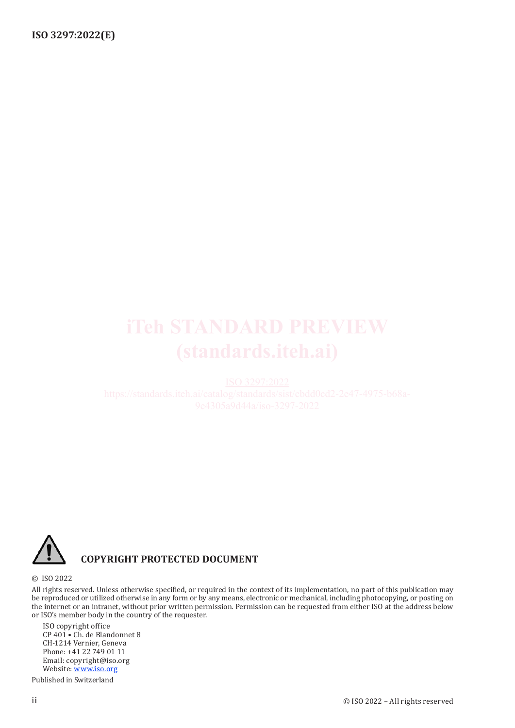**COPYRIGHT PROTECTED DOCUMENT**

© ISO 2022

All rights reserved. Unless otherwise specified, or required in the context of its implementation, no part of this publication may be reproduced or utilized otherwise in any form or by any means, electronic or mechanical, including photocopying, or posting on the internet or an intranet, without prior written permission. Permission can be requested from either ISO at the address below or ISO's member body in the country of the requester.

ISO copyright office
CP 401 • Ch. de Blandonnet 8
CH-1214 Vernier, Geneva
Phone: +41 22 749 01 11
Email: copyright@iso.org
Website: www.iso.org

Published in Switzerland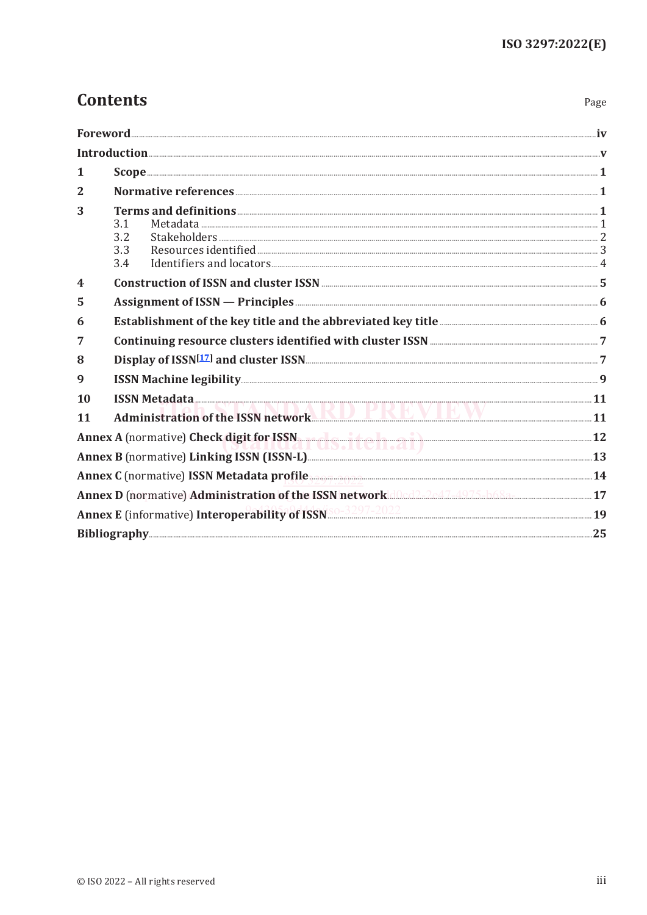# Contents

Page

| | | |
|---|---|---|
| **Foreword** | | **iv** |
| **Introduction** | | **v** |
| **1** | **Scope** | **1** |
| **2** | **Normative references** | **1** |
| **3** | **Terms and definitions** | **1** |
| | 3.1 Metadata | 1 |
| | 3.2 Stakeholders | 2 |
| | 3.3 Resources identified | 3 |
| | 3.4 Identifiers and locators | 4 |
| **4** | **Construction of ISSN and cluster ISSN** | **5** |
| **5** | **Assignment of ISSN — Principles** | **6** |
| **6** | **Establishment of the key title and the abbreviated key title** | **6** |
| **7** | **Continuing resource clusters identified with cluster ISSN** | **7** |
| **8** | **Display of ISSN[17] and cluster ISSN** | **7** |
| **9** | **ISSN Machine legibility** | **9** |
| **10** | **ISSN Metadata** | **11** |
| **11** | **Administration of the ISSN network** | **11** |
| **Annex A** (normative) **Check digit for ISSN** | | **12** |
| **Annex B** (normative) **Linking ISSN (ISSN-L)** | | **13** |
| **Annex C** (normative) **ISSN Metadata profile** | | **14** |
| **Annex D** (normative) **Administration of the ISSN network** | | **17** |
| **Annex E** (informative) **Interoperability of ISSN** | | **19** |
| **Bibliography** | | **25** |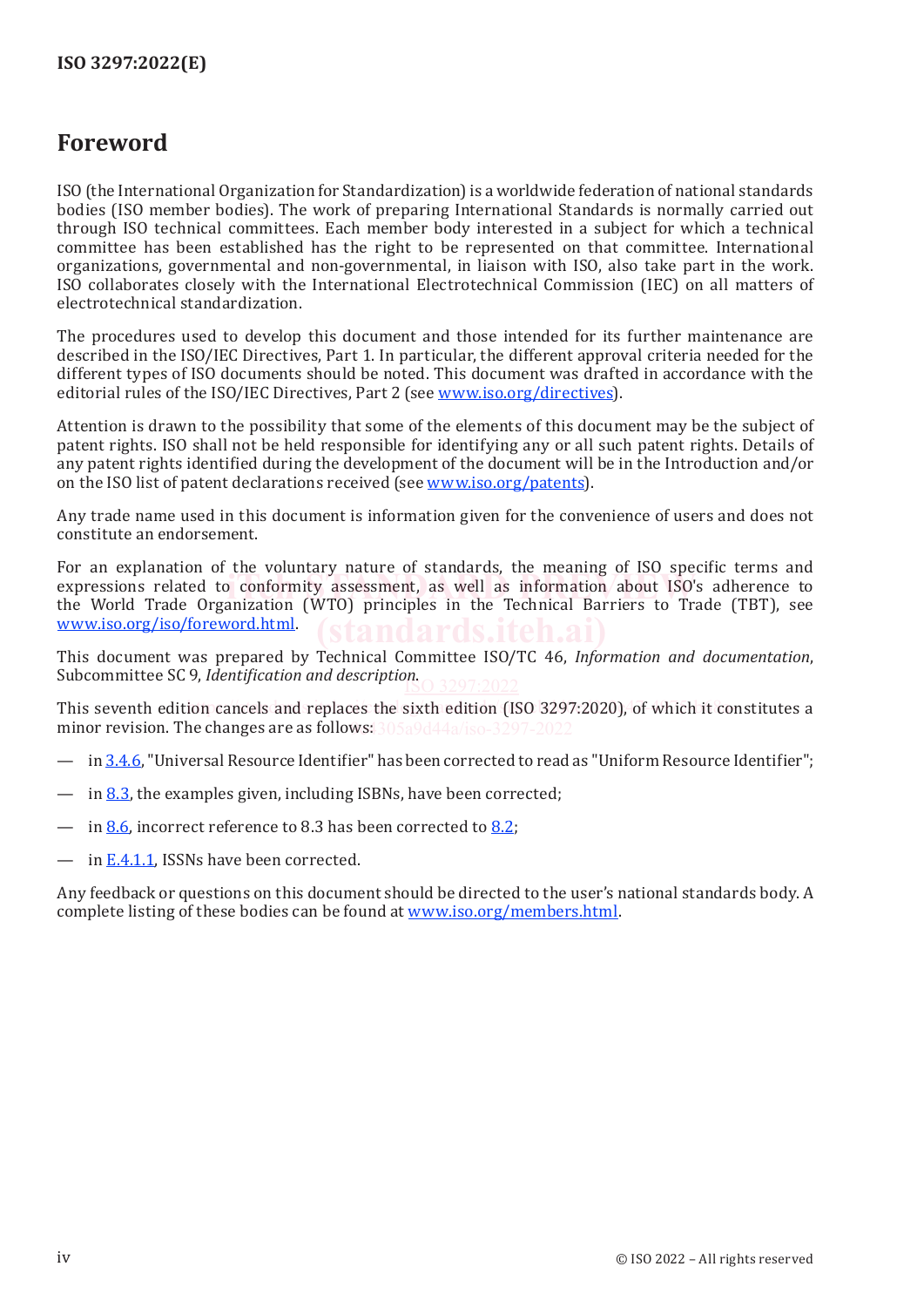# Foreword

ISO (the International Organization for Standardization) is a worldwide federation of national standards bodies (ISO member bodies). The work of preparing International Standards is normally carried out through ISO technical committees. Each member body interested in a subject for which a technical committee has been established has the right to be represented on that committee. International organizations, governmental and non-governmental, in liaison with ISO, also take part in the work. ISO collaborates closely with the International Electrotechnical Commission (IEC) on all matters of electrotechnical standardization.

The procedures used to develop this document and those intended for its further maintenance are described in the ISO/IEC Directives, Part 1. In particular, the different approval criteria needed for the different types of ISO documents should be noted. This document was drafted in accordance with the editorial rules of the ISO/IEC Directives, Part 2 (see www.iso.org/directives).

Attention is drawn to the possibility that some of the elements of this document may be the subject of patent rights. ISO shall not be held responsible for identifying any or all such patent rights. Details of any patent rights identified during the development of the document will be in the Introduction and/or on the ISO list of patent declarations received (see www.iso.org/patents).

Any trade name used in this document is information given for the convenience of users and does not constitute an endorsement.

For an explanation of the voluntary nature of standards, the meaning of ISO specific terms and expressions related to conformity assessment, as well as information about ISO's adherence to the World Trade Organization (WTO) principles in the Technical Barriers to Trade (TBT), see www.iso.org/iso/foreword.html.

This document was prepared by Technical Committee ISO/TC 46, *Information and documentation*, Subcommittee SC 9, *Identification and description*.

This seventh edition cancels and replaces the sixth edition (ISO 3297:2020), of which it constitutes a minor revision. The changes are as follows:

— in 3.4.6, "Universal Resource Identifier" has been corrected to read as "Uniform Resource Identifier";

— in 8.3, the examples given, including ISBNs, have been corrected;

— in 8.6, incorrect reference to 8.3 has been corrected to 8.2;

— in E.4.1.1, ISSNs have been corrected.

Any feedback or questions on this document should be directed to the user's national standards body. A complete listing of these bodies can be found at www.iso.org/members.html.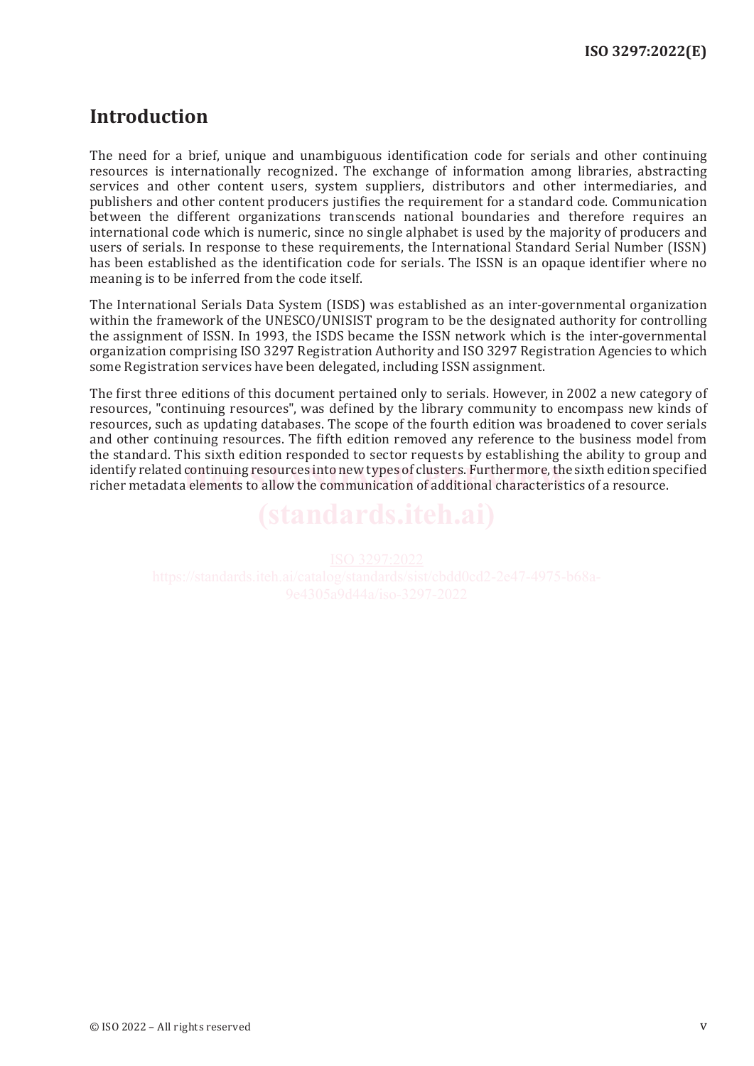## Introduction

The need for a brief, unique and unambiguous identification code for serials and other continuing resources is internationally recognized. The exchange of information among libraries, abstracting services and other content users, system suppliers, distributors and other intermediaries, and publishers and other content producers justifies the requirement for a standard code. Communication between the different organizations transcends national boundaries and therefore requires an international code which is numeric, since no single alphabet is used by the majority of producers and users of serials. In response to these requirements, the International Standard Serial Number (ISSN) has been established as the identification code for serials. The ISSN is an opaque identifier where no meaning is to be inferred from the code itself.

The International Serials Data System (ISDS) was established as an inter-governmental organization within the framework of the UNESCO/UNISIST program to be the designated authority for controlling the assignment of ISSN. In 1993, the ISDS became the ISSN network which is the inter-governmental organization comprising ISO 3297 Registration Authority and ISO 3297 Registration Agencies to which some Registration services have been delegated, including ISSN assignment.

The first three editions of this document pertained only to serials. However, in 2002 a new category of resources, "continuing resources", was defined by the library community to encompass new kinds of resources, such as updating databases. The scope of the fourth edition was broadened to cover serials and other continuing resources. The fifth edition removed any reference to the business model from the standard. This sixth edition responded to sector requests by establishing the ability to group and identify related continuing resources into new types of clusters. Furthermore, the sixth edition specified richer metadata elements to allow the communication of additional characteristics of a resource.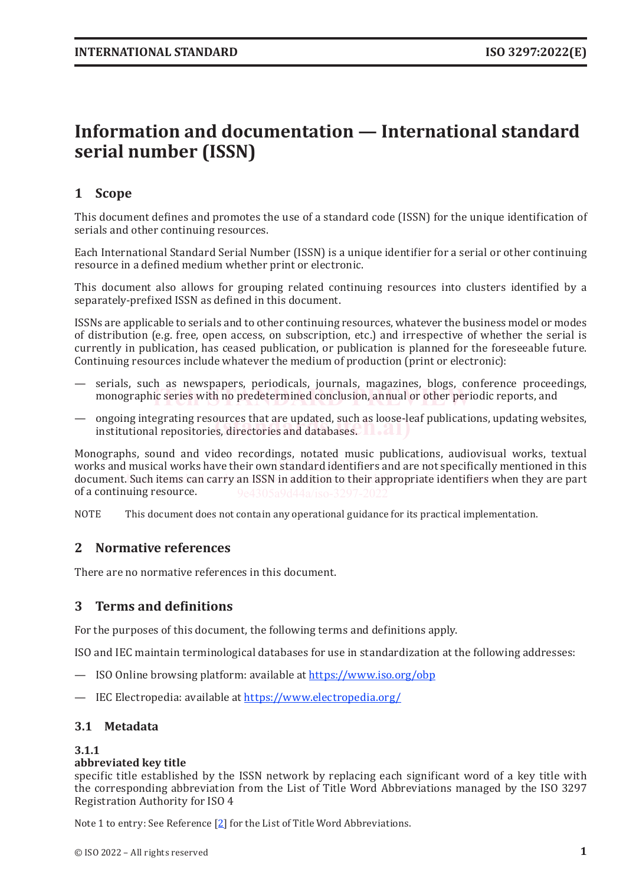# Information and documentation — International standard serial number (ISSN)

## 1 Scope

This document defines and promotes the use of a standard code (ISSN) for the unique identification of serials and other continuing resources.

Each International Standard Serial Number (ISSN) is a unique identifier for a serial or other continuing resource in a defined medium whether print or electronic.

This document also allows for grouping related continuing resources into clusters identified by a separately-prefixed ISSN as defined in this document.

ISSNs are applicable to serials and to other continuing resources, whatever the business model or modes of distribution (e.g. free, open access, on subscription, etc.) and irrespective of whether the serial is currently in publication, has ceased publication, or publication is planned for the foreseeable future. Continuing resources include whatever the medium of production (print or electronic):

— serials, such as newspapers, periodicals, journals, magazines, blogs, conference proceedings, monographic series with no predetermined conclusion, annual or other periodic reports, and

— ongoing integrating resources that are updated, such as loose-leaf publications, updating websites, institutional repositories, directories and databases.

Monographs, sound and video recordings, notated music publications, audiovisual works, textual works and musical works have their own standard identifiers and are not specifically mentioned in this document. Such items can carry an ISSN in addition to their appropriate identifiers when they are part of a continuing resource.

NOTE This document does not contain any operational guidance for its practical implementation.

## 2 Normative references

There are no normative references in this document.

## 3 Terms and definitions

For the purposes of this document, the following terms and definitions apply.

ISO and IEC maintain terminological databases for use in standardization at the following addresses:

— ISO Online browsing platform: available at https://www.iso.org/obp

— IEC Electropedia: available at https://www.electropedia.org/

### 3.1 Metadata

**3.1.1**
**abbreviated key title**
specific title established by the ISSN network by replacing each significant word of a key title with the corresponding abbreviation from the List of Title Word Abbreviations managed by the ISO 3297 Registration Authority for ISO 4

Note 1 to entry: See Reference [2] for the List of Title Word Abbreviations.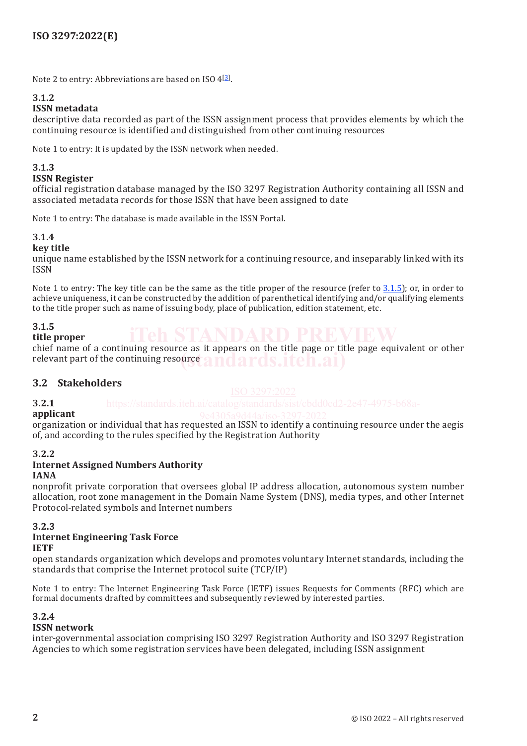Note 2 to entry: Abbreviations are based on ISO 4[3].

**3.1.2**
**ISSN metadata**
descriptive data recorded as part of the ISSN assignment process that provides elements by which the continuing resource is identified and distinguished from other continuing resources

Note 1 to entry: It is updated by the ISSN network when needed.

**3.1.3**
**ISSN Register**
official registration database managed by the ISO 3297 Registration Authority containing all ISSN and associated metadata records for those ISSN that have been assigned to date

Note 1 to entry: The database is made available in the ISSN Portal.

**3.1.4**
**key title**
unique name established by the ISSN network for a continuing resource, and inseparably linked with its ISSN

Note 1 to entry: The key title can be the same as the title proper of the resource (refer to 3.1.5); or, in order to achieve uniqueness, it can be constructed by the addition of parenthetical identifying and/or qualifying elements to the title proper such as name of issuing body, place of publication, edition statement, etc.

**3.1.5**
**title proper**
chief name of a continuing resource as it appears on the title page or title page equivalent or other relevant part of the continuing resource

## 3.2 Stakeholders

**3.2.1**
**applicant**
organization or individual that has requested an ISSN to identify a continuing resource under the aegis of, and according to the rules specified by the Registration Authority

**3.2.2**
**Internet Assigned Numbers Authority**
**IANA**
nonprofit private corporation that oversees global IP address allocation, autonomous system number allocation, root zone management in the Domain Name System (DNS), media types, and other Internet Protocol-related symbols and Internet numbers

**3.2.3**
**Internet Engineering Task Force**
**IETF**
open standards organization which develops and promotes voluntary Internet standards, including the standards that comprise the Internet protocol suite (TCP/IP)

Note 1 to entry: The Internet Engineering Task Force (IETF) issues Requests for Comments (RFC) which are formal documents drafted by committees and subsequently reviewed by interested parties.

**3.2.4**
**ISSN network**
inter-governmental association comprising ISO 3297 Registration Authority and ISO 3297 Registration Agencies to which some registration services have been delegated, including ISSN assignment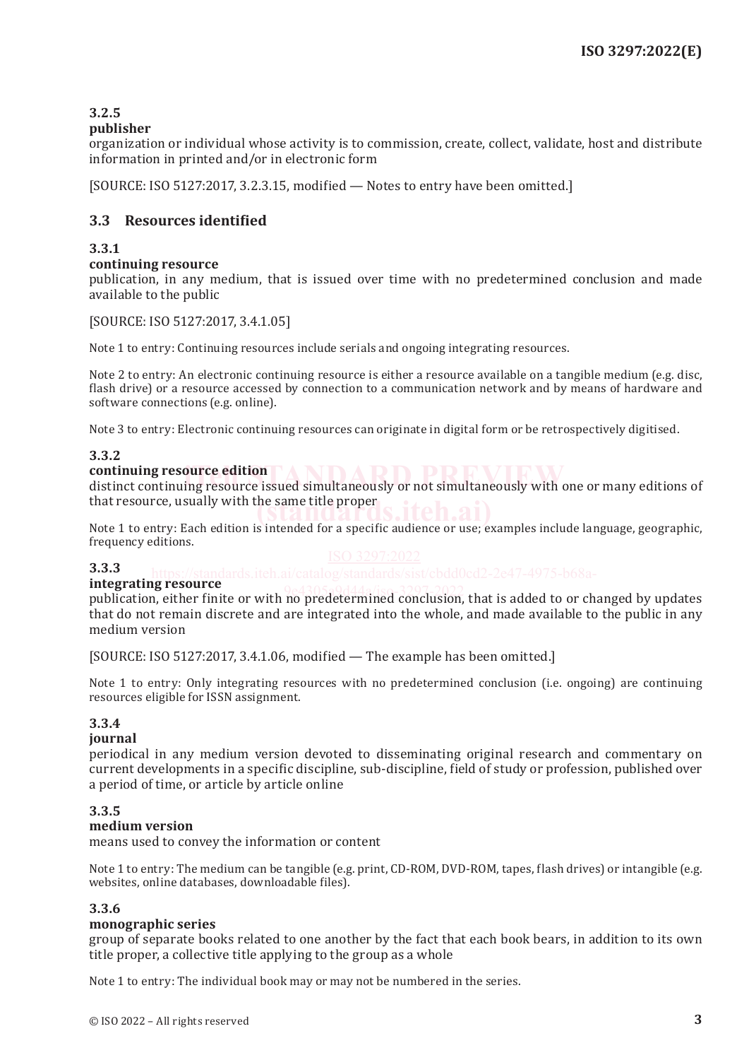### 3.2.5

**publisher**

organization or individual whose activity is to commission, create, collect, validate, host and distribute information in printed and/or in electronic form

[SOURCE: ISO 5127:2017, 3.2.3.15, modified — Notes to entry have been omitted.]

## 3.3 Resources identified

### 3.3.1

**continuing resource**

publication, in any medium, that is issued over time with no predetermined conclusion and made available to the public

[SOURCE: ISO 5127:2017, 3.4.1.05]

Note 1 to entry: Continuing resources include serials and ongoing integrating resources.

Note 2 to entry: An electronic continuing resource is either a resource available on a tangible medium (e.g. disc, flash drive) or a resource accessed by connection to a communication network and by means of hardware and software connections (e.g. online).

Note 3 to entry: Electronic continuing resources can originate in digital form or be retrospectively digitised.

### 3.3.2

**continuing resource edition**

distinct continuing resource issued simultaneously or not simultaneously with one or many editions of that resource, usually with the same title proper

Note 1 to entry: Each edition is intended for a specific audience or use; examples include language, geographic, frequency editions.

### 3.3.3

**integrating resource**

publication, either finite or with no predetermined conclusion, that is added to or changed by updates that do not remain discrete and are integrated into the whole, and made available to the public in any medium version

[SOURCE: ISO 5127:2017, 3.4.1.06, modified — The example has been omitted.]

Note 1 to entry: Only integrating resources with no predetermined conclusion (i.e. ongoing) are continuing resources eligible for ISSN assignment.

### 3.3.4

**journal**

periodical in any medium version devoted to disseminating original research and commentary on current developments in a specific discipline, sub-discipline, field of study or profession, published over a period of time, or article by article online

### 3.3.5

**medium version**

means used to convey the information or content

Note 1 to entry: The medium can be tangible (e.g. print, CD-ROM, DVD-ROM, tapes, flash drives) or intangible (e.g. websites, online databases, downloadable files).

### 3.3.6

**monographic series**

group of separate books related to one another by the fact that each book bears, in addition to its own title proper, a collective title applying to the group as a whole

Note 1 to entry: The individual book may or may not be numbered in the series.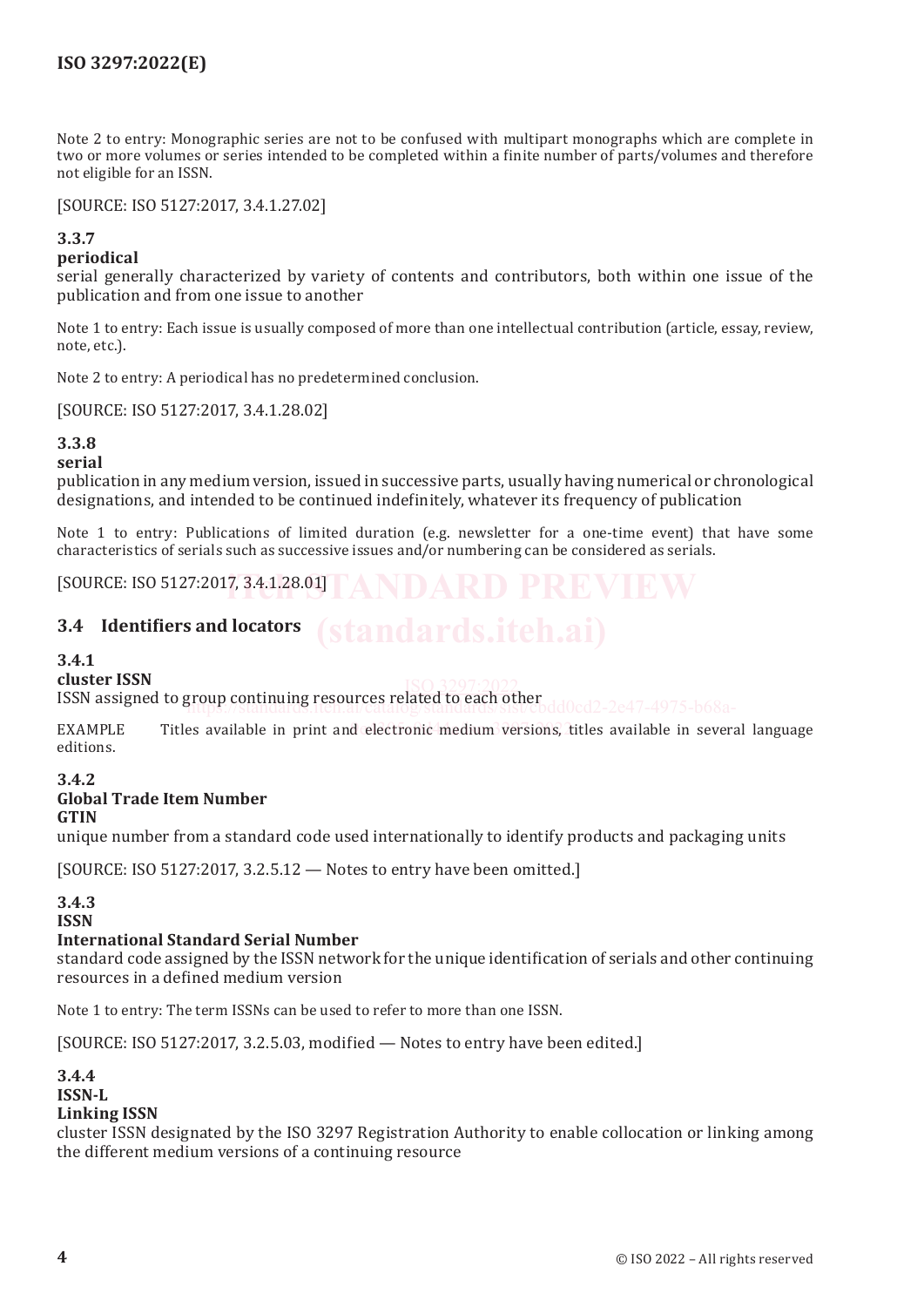Note 2 to entry: Monographic series are not to be confused with multipart monographs which are complete in two or more volumes or series intended to be completed within a finite number of parts/volumes and therefore not eligible for an ISSN.

[SOURCE: ISO 5127:2017, 3.4.1.27.02]

#### 3.3.7
**periodical**

serial generally characterized by variety of contents and contributors, both within one issue of the publication and from one issue to another

Note 1 to entry: Each issue is usually composed of more than one intellectual contribution (article, essay, review, note, etc.).

Note 2 to entry: A periodical has no predetermined conclusion.

[SOURCE: ISO 5127:2017, 3.4.1.28.02]

#### 3.3.8
**serial**

publication in any medium version, issued in successive parts, usually having numerical or chronological designations, and intended to be continued indefinitely, whatever its frequency of publication

Note 1 to entry: Publications of limited duration (e.g. newsletter for a one-time event) that have some characteristics of serials such as successive issues and/or numbering can be considered as serials.

[SOURCE: ISO 5127:2017, 3.4.1.28.01]

### 3.4 Identifiers and locators

#### 3.4.1
**cluster ISSN**

ISSN assigned to group continuing resources related to each other

EXAMPLE Titles available in print and electronic medium versions, titles available in several language editions.

#### 3.4.2
**Global Trade Item Number**
**GTIN**

unique number from a standard code used internationally to identify products and packaging units

[SOURCE: ISO 5127:2017, 3.2.5.12 — Notes to entry have been omitted.]

#### 3.4.3
**ISSN**
**International Standard Serial Number**

standard code assigned by the ISSN network for the unique identification of serials and other continuing resources in a defined medium version

Note 1 to entry: The term ISSNs can be used to refer to more than one ISSN.

[SOURCE: ISO 5127:2017, 3.2.5.03, modified — Notes to entry have been edited.]

#### 3.4.4
**ISSN-L**
**Linking ISSN**

cluster ISSN designated by the ISO 3297 Registration Authority to enable collocation or linking among the different medium versions of a continuing resource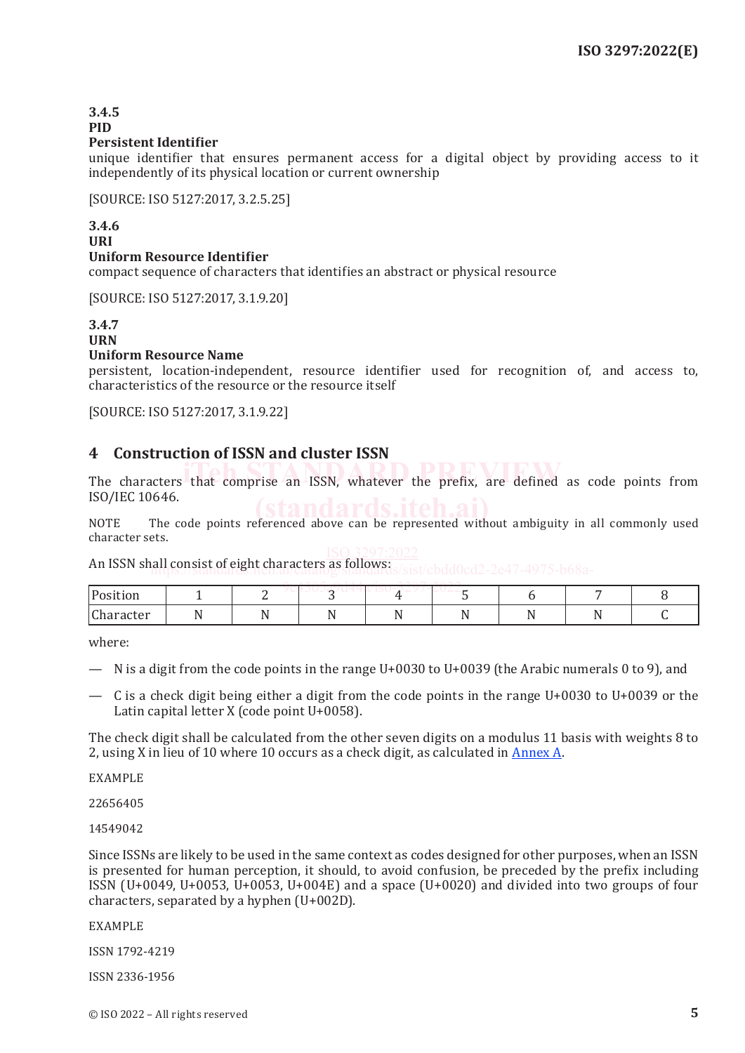**3.4.5**
**PID**
**Persistent Identifier**
unique identifier that ensures permanent access for a digital object by providing access to it independently of its physical location or current ownership

[SOURCE: ISO 5127:2017, 3.2.5.25]

**3.4.6**
**URI**
**Uniform Resource Identifier**
compact sequence of characters that identifies an abstract or physical resource

[SOURCE: ISO 5127:2017, 3.1.9.20]

**3.4.7**
**URN**
**Uniform Resource Name**
persistent, location-independent, resource identifier used for recognition of, and access to, characteristics of the resource or the resource itself

[SOURCE: ISO 5127:2017, 3.1.9.22]

## 4 Construction of ISSN and cluster ISSN

The characters that comprise an ISSN, whatever the prefix, are defined as code points from ISO/IEC 10646.

NOTE The code points referenced above can be represented without ambiguity in all commonly used character sets.

An ISSN shall consist of eight characters as follows:

| Position | 1 | 2 | 3 | 4 | 5 | 6 | 7 | 8 |
|---|---|---|---|---|---|---|---|---|
| Character | N | N | N | N | N | N | N | C |

where:

- N is a digit from the code points in the range U+0030 to U+0039 (the Arabic numerals 0 to 9), and
- C is a check digit being either a digit from the code points in the range U+0030 to U+0039 or the Latin capital letter X (code point U+0058).

The check digit shall be calculated from the other seven digits on a modulus 11 basis with weights 8 to 2, using X in lieu of 10 where 10 occurs as a check digit, as calculated in Annex A.

EXAMPLE

22656405

14549042

Since ISSNs are likely to be used in the same context as codes designed for other purposes, when an ISSN is presented for human perception, it should, to avoid confusion, be preceded by the prefix including ISSN (U+0049, U+0053, U+0053, U+004E) and a space (U+0020) and divided into two groups of four characters, separated by a hyphen (U+002D).

EXAMPLE

ISSN 1792-4219

ISSN 2336-1956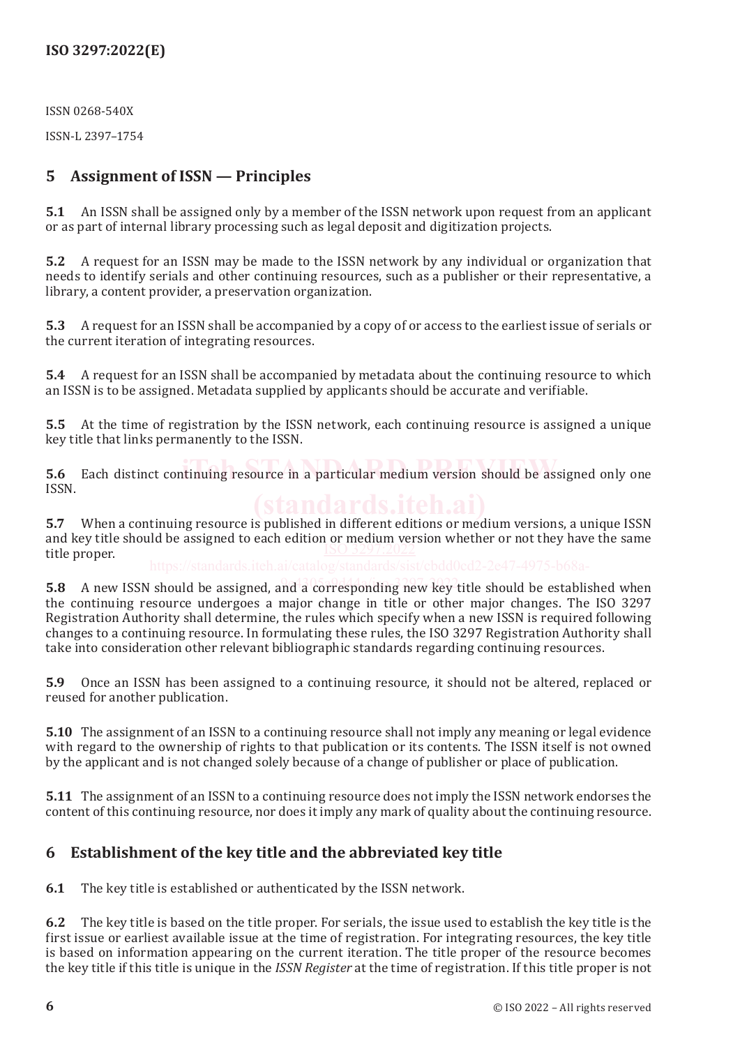ISSN 0268-540X

ISSN-L 2397–1754

## 5 Assignment of ISSN — Principles

**5.1** An ISSN shall be assigned only by a member of the ISSN network upon request from an applicant or as part of internal library processing such as legal deposit and digitization projects.

**5.2** A request for an ISSN may be made to the ISSN network by any individual or organization that needs to identify serials and other continuing resources, such as a publisher or their representative, a library, a content provider, a preservation organization.

**5.3** A request for an ISSN shall be accompanied by a copy of or access to the earliest issue of serials or the current iteration of integrating resources.

**5.4** A request for an ISSN shall be accompanied by metadata about the continuing resource to which an ISSN is to be assigned. Metadata supplied by applicants should be accurate and verifiable.

**5.5** At the time of registration by the ISSN network, each continuing resource is assigned a unique key title that links permanently to the ISSN.

**5.6** Each distinct continuing resource in a particular medium version should be assigned only one ISSN.

**5.7** When a continuing resource is published in different editions or medium versions, a unique ISSN and key title should be assigned to each edition or medium version whether or not they have the same title proper.

**5.8** A new ISSN should be assigned, and a corresponding new key title should be established when the continuing resource undergoes a major change in title or other major changes. The ISO 3297 Registration Authority shall determine, the rules which specify when a new ISSN is required following changes to a continuing resource. In formulating these rules, the ISO 3297 Registration Authority shall take into consideration other relevant bibliographic standards regarding continuing resources.

**5.9** Once an ISSN has been assigned to a continuing resource, it should not be altered, replaced or reused for another publication.

**5.10** The assignment of an ISSN to a continuing resource shall not imply any meaning or legal evidence with regard to the ownership of rights to that publication or its contents. The ISSN itself is not owned by the applicant and is not changed solely because of a change of publisher or place of publication.

**5.11** The assignment of an ISSN to a continuing resource does not imply the ISSN network endorses the content of this continuing resource, nor does it imply any mark of quality about the continuing resource.

## 6 Establishment of the key title and the abbreviated key title

**6.1** The key title is established or authenticated by the ISSN network.

**6.2** The key title is based on the title proper. For serials, the issue used to establish the key title is the first issue or earliest available issue at the time of registration. For integrating resources, the key title is based on information appearing on the current iteration. The title proper of the resource becomes the key title if this title is unique in the *ISSN Register* at the time of registration. If this title proper is not